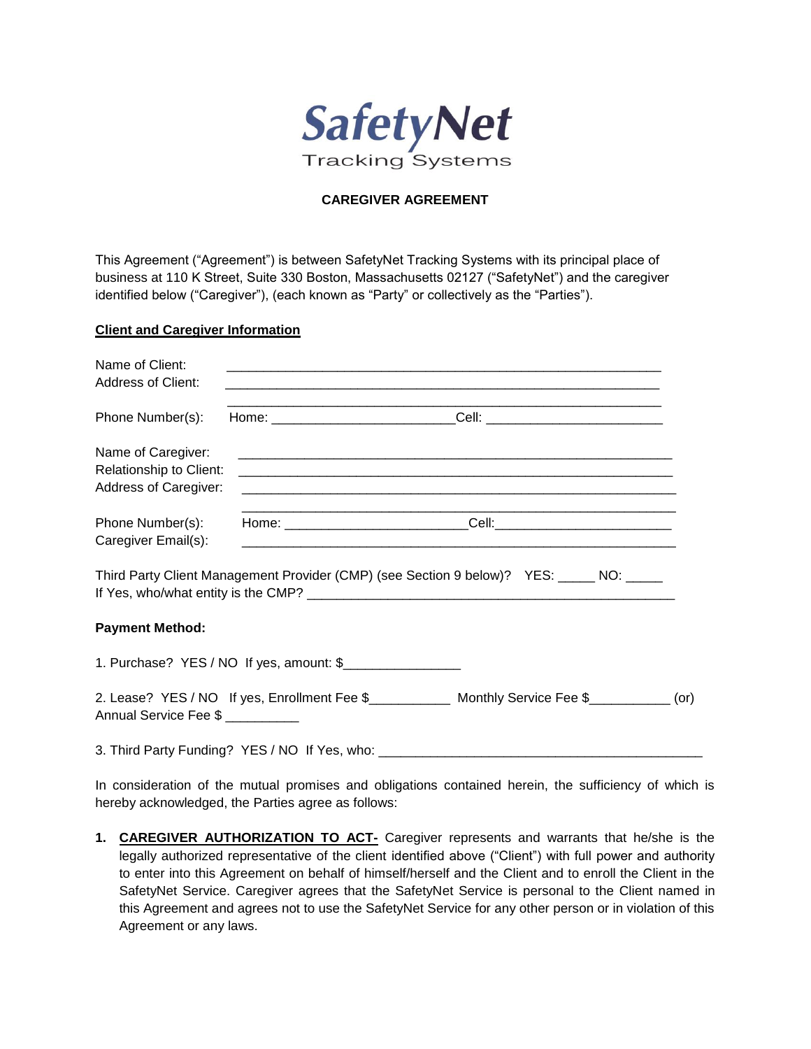# SafetyNet

Tracking Systems

## CAREGIVER AGREEMENT

This Agreement ("Agreement") is between SafetyNet Tracking Systems with its principal place of business at 110 K Street, Suite 330 Boston, Massachusetts 02127 ("SafetyNet") and the caregiver identified below ("Caregiver"), (each known as "Party" or collectively as the "Parties").

**Client and Caregiver Information**

Name of Client: ____________________________________________________________

Address of Client: ____________________________________________________________

____________________________________________________________

Phone Number(s): Home: ________________________Cell: ________________________

Name of Caregiver: ____________________________________________________________

Relationship to Client: ____________________________________________________________

Address of Caregiver: ____________________________________________________________

____________________________________________________________

Phone Number(s): Home: ________________________Cell:________________________

Caregiver Email(s): ____________________________________________________________

Third Party Client Management Provider (CMP) (see Section 9 below)? YES: _____ NO: _____

If Yes, who/what entity is the CMP? __________________________________________________

**Payment Method:**

1. Purchase? YES / NO If yes, amount: $________________

2. Lease? YES / NO If yes, Enrollment Fee $___________ Monthly Service Fee $___________ (or) Annual Service Fee $ __________

3. Third Party Funding? YES / NO If Yes, who: ______________________________________________

In consideration of the mutual promises and obligations contained herein, the sufficiency of which is hereby acknowledged, the Parties agree as follows:

1. **CAREGIVER AUTHORIZATION TO ACT-** Caregiver represents and warrants that he/she is the legally authorized representative of the client identified above ("Client") with full power and authority to enter into this Agreement on behalf of himself/herself and the Client and to enroll the Client in the SafetyNet Service. Caregiver agrees that the SafetyNet Service is personal to the Client named in this Agreement and agrees not to use the SafetyNet Service for any other person or in violation of this Agreement or any laws.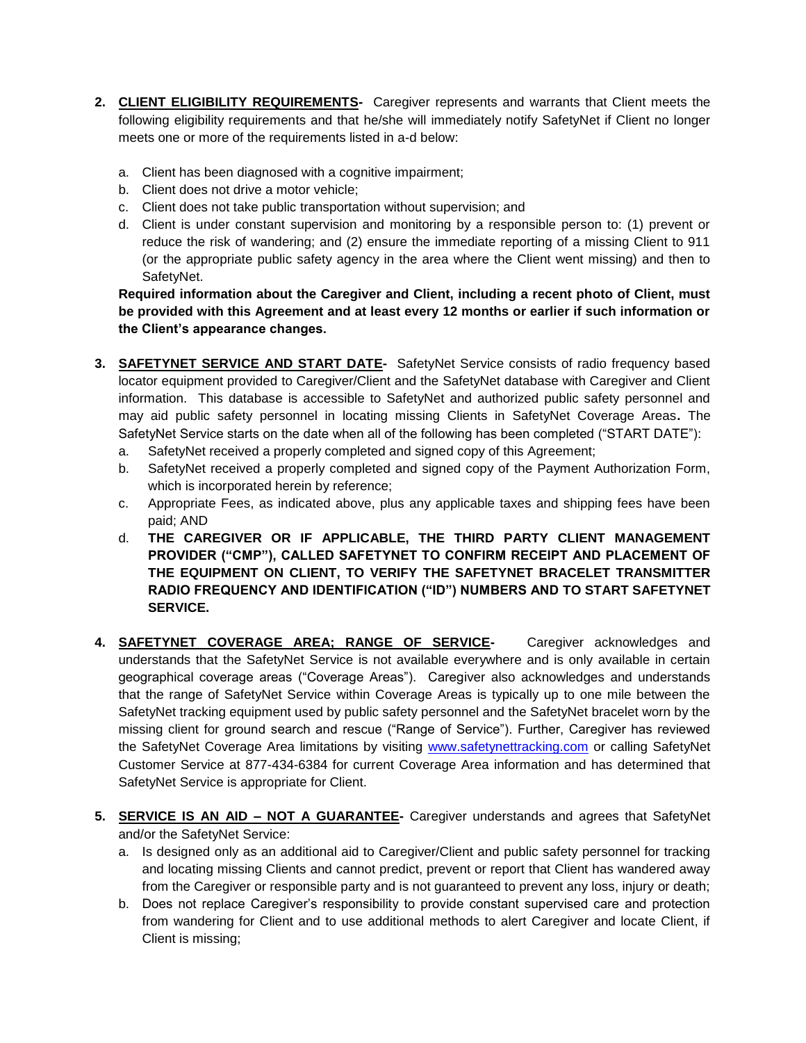2. **CLIENT ELIGIBILITY REQUIREMENTS-** Caregiver represents and warrants that Client meets the following eligibility requirements and that he/she will immediately notify SafetyNet if Client no longer meets one or more of the requirements listed in a-d below:

   a. Client has been diagnosed with a cognitive impairment;
   b. Client does not drive a motor vehicle;
   c. Client does not take public transportation without supervision; and
   d. Client is under constant supervision and monitoring by a responsible person to: (1) prevent or reduce the risk of wandering; and (2) ensure the immediate reporting of a missing Client to 911 (or the appropriate public safety agency in the area where the Client went missing) and then to SafetyNet.

   **Required information about the Caregiver and Client, including a recent photo of Client, must be provided with this Agreement and at least every 12 months or earlier if such information or the Client's appearance changes.**

3. **SAFETYNET SERVICE AND START DATE-** SafetyNet Service consists of radio frequency based locator equipment provided to Caregiver/Client and the SafetyNet database with Caregiver and Client information. This database is accessible to SafetyNet and authorized public safety personnel and may aid public safety personnel in locating missing Clients in SafetyNet Coverage Areas. The SafetyNet Service starts on the date when all of the following has been completed ("START DATE"):
   a. SafetyNet received a properly completed and signed copy of this Agreement;
   b. SafetyNet received a properly completed and signed copy of the Payment Authorization Form, which is incorporated herein by reference;
   c. Appropriate Fees, as indicated above, plus any applicable taxes and shipping fees have been paid; AND
   d. **THE CAREGIVER OR IF APPLICABLE, THE THIRD PARTY CLIENT MANAGEMENT PROVIDER ("CMP"), CALLED SAFETYNET TO CONFIRM RECEIPT AND PLACEMENT OF THE EQUIPMENT ON CLIENT, TO VERIFY THE SAFETYNET BRACELET TRANSMITTER RADIO FREQUENCY AND IDENTIFICATION ("ID") NUMBERS AND TO START SAFETYNET SERVICE.**

4. **SAFETYNET COVERAGE AREA; RANGE OF SERVICE-** Caregiver acknowledges and understands that the SafetyNet Service is not available everywhere and is only available in certain geographical coverage areas ("Coverage Areas"). Caregiver also acknowledges and understands that the range of SafetyNet Service within Coverage Areas is typically up to one mile between the SafetyNet tracking equipment used by public safety personnel and the SafetyNet bracelet worn by the missing client for ground search and rescue ("Range of Service"). Further, Caregiver has reviewed the SafetyNet Coverage Area limitations by visiting www.safetynettracking.com or calling SafetyNet Customer Service at 877-434-6384 for current Coverage Area information and has determined that SafetyNet Service is appropriate for Client.

5. **SERVICE IS AN AID – NOT A GUARANTEE-** Caregiver understands and agrees that SafetyNet and/or the SafetyNet Service:
   a. Is designed only as an additional aid to Caregiver/Client and public safety personnel for tracking and locating missing Clients and cannot predict, prevent or report that Client has wandered away from the Caregiver or responsible party and is not guaranteed to prevent any loss, injury or death;
   b. Does not replace Caregiver's responsibility to provide constant supervised care and protection from wandering for Client and to use additional methods to alert Caregiver and locate Client, if Client is missing;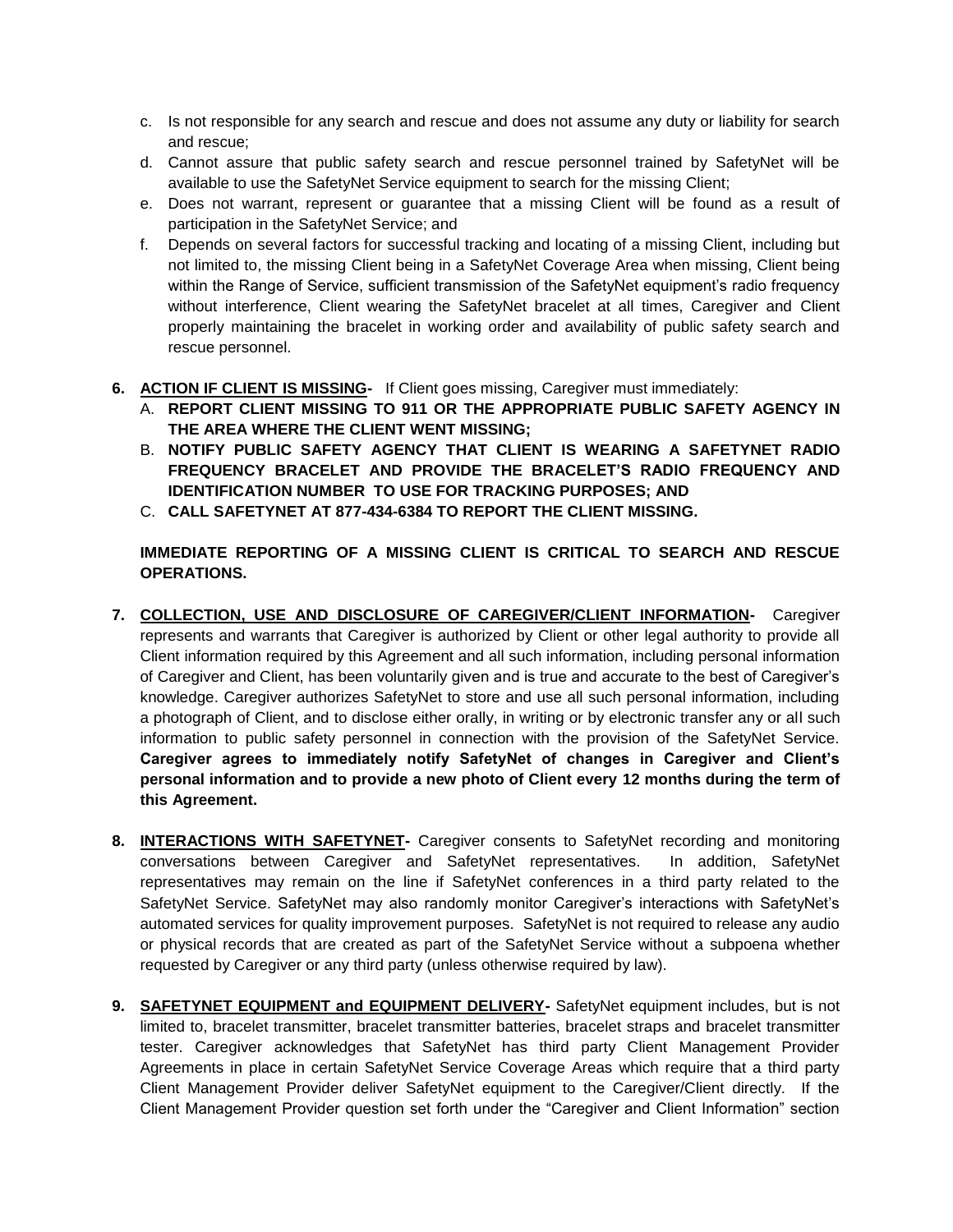c. Is not responsible for any search and rescue and does not assume any duty or liability for search and rescue;
d. Cannot assure that public safety search and rescue personnel trained by SafetyNet will be available to use the SafetyNet Service equipment to search for the missing Client;
e. Does not warrant, represent or guarantee that a missing Client will be found as a result of participation in the SafetyNet Service; and
f. Depends on several factors for successful tracking and locating of a missing Client, including but not limited to, the missing Client being in a SafetyNet Coverage Area when missing, Client being within the Range of Service, sufficient transmission of the SafetyNet equipment's radio frequency without interference, Client wearing the SafetyNet bracelet at all times, Caregiver and Client properly maintaining the bracelet in working order and availability of public safety search and rescue personnel.

**6. <u>ACTION IF CLIENT IS MISSING</u>-** If Client goes missing, Caregiver must immediately:

A. **REPORT CLIENT MISSING TO 911 OR THE APPROPRIATE PUBLIC SAFETY AGENCY IN THE AREA WHERE THE CLIENT WENT MISSING;**
B. **NOTIFY PUBLIC SAFETY AGENCY THAT CLIENT IS WEARING A SAFETYNET RADIO FREQUENCY BRACELET AND PROVIDE THE BRACELET'S RADIO FREQUENCY AND IDENTIFICATION NUMBER TO USE FOR TRACKING PURPOSES; AND**
C. **CALL SAFETYNET AT 877-434-6384 TO REPORT THE CLIENT MISSING.**

**IMMEDIATE REPORTING OF A MISSING CLIENT IS CRITICAL TO SEARCH AND RESCUE OPERATIONS.**

**7. <u>COLLECTION, USE AND DISCLOSURE OF CAREGIVER/CLIENT INFORMATION</u>-** Caregiver represents and warrants that Caregiver is authorized by Client or other legal authority to provide all Client information required by this Agreement and all such information, including personal information of Caregiver and Client, has been voluntarily given and is true and accurate to the best of Caregiver's knowledge. Caregiver authorizes SafetyNet to store and use all such personal information, including a photograph of Client, and to disclose either orally, in writing or by electronic transfer any or all such information to public safety personnel in connection with the provision of the SafetyNet Service. **Caregiver agrees to immediately notify SafetyNet of changes in Caregiver and Client's personal information and to provide a new photo of Client every 12 months during the term of this Agreement.**

**8. <u>INTERACTIONS WITH SAFETYNET</u>-** Caregiver consents to SafetyNet recording and monitoring conversations between Caregiver and SafetyNet representatives. In addition, SafetyNet representatives may remain on the line if SafetyNet conferences in a third party related to the SafetyNet Service. SafetyNet may also randomly monitor Caregiver's interactions with SafetyNet's automated services for quality improvement purposes. SafetyNet is not required to release any audio or physical records that are created as part of the SafetyNet Service without a subpoena whether requested by Caregiver or any third party (unless otherwise required by law).

**9. <u>SAFETYNET EQUIPMENT and EQUIPMENT DELIVERY</u>-** SafetyNet equipment includes, but is not limited to, bracelet transmitter, bracelet transmitter batteries, bracelet straps and bracelet transmitter tester. Caregiver acknowledges that SafetyNet has third party Client Management Provider Agreements in place in certain SafetyNet Service Coverage Areas which require that a third party Client Management Provider deliver SafetyNet equipment to the Caregiver/Client directly. If the Client Management Provider question set forth under the "Caregiver and Client Information" section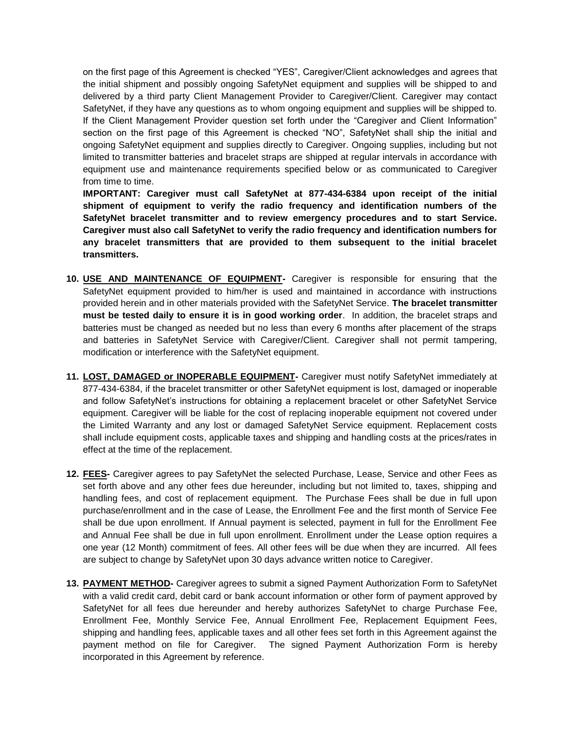on the first page of this Agreement is checked "YES", Caregiver/Client acknowledges and agrees that the initial shipment and possibly ongoing SafetyNet equipment and supplies will be shipped to and delivered by a third party Client Management Provider to Caregiver/Client. Caregiver may contact SafetyNet, if they have any questions as to whom ongoing equipment and supplies will be shipped to. If the Client Management Provider question set forth under the "Caregiver and Client Information" section on the first page of this Agreement is checked "NO", SafetyNet shall ship the initial and ongoing SafetyNet equipment and supplies directly to Caregiver. Ongoing supplies, including but not limited to transmitter batteries and bracelet straps are shipped at regular intervals in accordance with equipment use and maintenance requirements specified below or as communicated to Caregiver from time to time.

**IMPORTANT: Caregiver must call SafetyNet at 877-434-6384 upon receipt of the initial shipment of equipment to verify the radio frequency and identification numbers of the SafetyNet bracelet transmitter and to review emergency procedures and to start Service. Caregiver must also call SafetyNet to verify the radio frequency and identification numbers for any bracelet transmitters that are provided to them subsequent to the initial bracelet transmitters.**

10. **USE AND MAINTENANCE OF EQUIPMENT-** Caregiver is responsible for ensuring that the SafetyNet equipment provided to him/her is used and maintained in accordance with instructions provided herein and in other materials provided with the SafetyNet Service. **The bracelet transmitter must be tested daily to ensure it is in good working order**. In addition, the bracelet straps and batteries must be changed as needed but no less than every 6 months after placement of the straps and batteries in SafetyNet Service with Caregiver/Client. Caregiver shall not permit tampering, modification or interference with the SafetyNet equipment.

11. **LOST, DAMAGED or INOPERABLE EQUIPMENT-** Caregiver must notify SafetyNet immediately at 877-434-6384, if the bracelet transmitter or other SafetyNet equipment is lost, damaged or inoperable and follow SafetyNet's instructions for obtaining a replacement bracelet or other SafetyNet Service equipment. Caregiver will be liable for the cost of replacing inoperable equipment not covered under the Limited Warranty and any lost or damaged SafetyNet Service equipment. Replacement costs shall include equipment costs, applicable taxes and shipping and handling costs at the prices/rates in effect at the time of the replacement.

12. **FEES-** Caregiver agrees to pay SafetyNet the selected Purchase, Lease, Service and other Fees as set forth above and any other fees due hereunder, including but not limited to, taxes, shipping and handling fees, and cost of replacement equipment. The Purchase Fees shall be due in full upon purchase/enrollment and in the case of Lease, the Enrollment Fee and the first month of Service Fee shall be due upon enrollment. If Annual payment is selected, payment in full for the Enrollment Fee and Annual Fee shall be due in full upon enrollment. Enrollment under the Lease option requires a one year (12 Month) commitment of fees. All other fees will be due when they are incurred. All fees are subject to change by SafetyNet upon 30 days advance written notice to Caregiver.

13. **PAYMENT METHOD-** Caregiver agrees to submit a signed Payment Authorization Form to SafetyNet with a valid credit card, debit card or bank account information or other form of payment approved by SafetyNet for all fees due hereunder and hereby authorizes SafetyNet to charge Purchase Fee, Enrollment Fee, Monthly Service Fee, Annual Enrollment Fee, Replacement Equipment Fees, shipping and handling fees, applicable taxes and all other fees set forth in this Agreement against the payment method on file for Caregiver. The signed Payment Authorization Form is hereby incorporated in this Agreement by reference.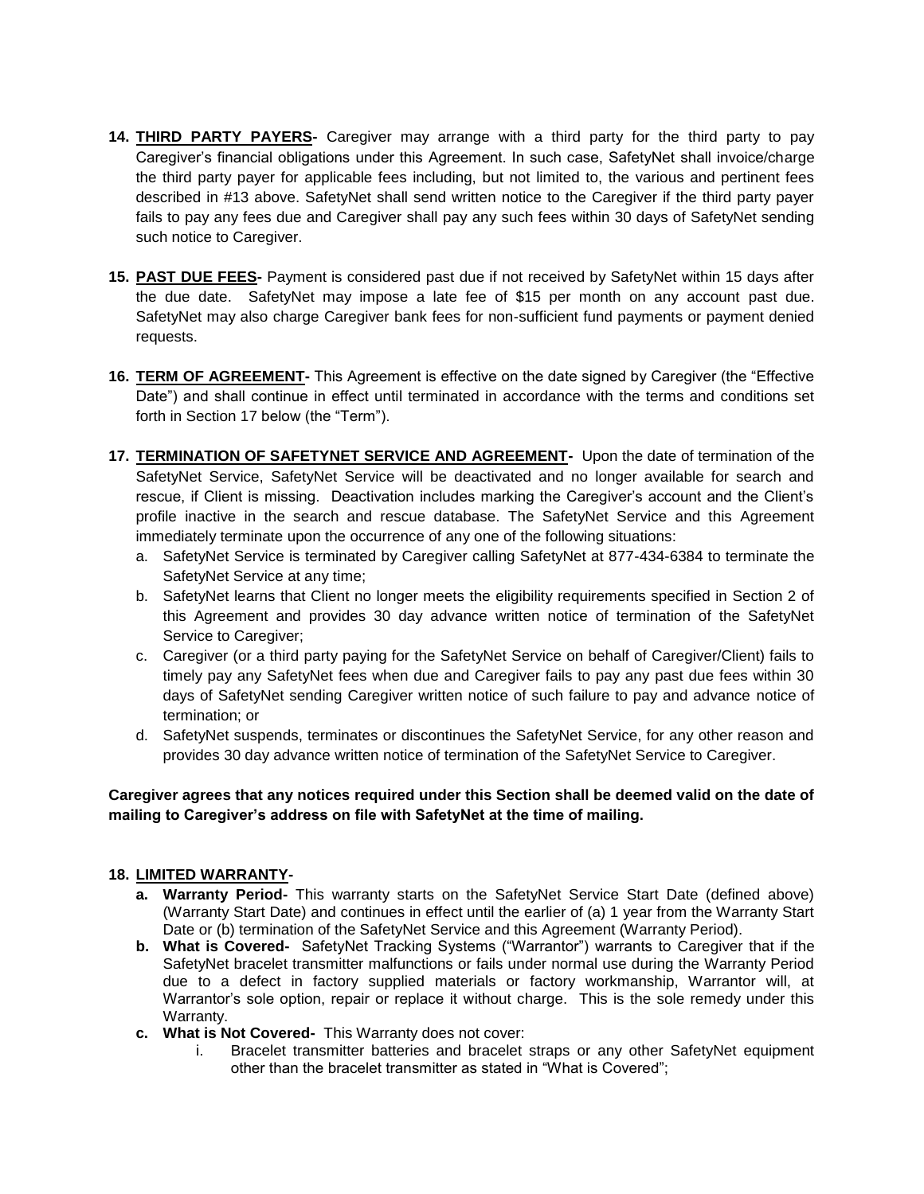14. **<u>THIRD PARTY PAYERS</u>-** Caregiver may arrange with a third party for the third party to pay Caregiver's financial obligations under this Agreement. In such case, SafetyNet shall invoice/charge the third party payer for applicable fees including, but not limited to, the various and pertinent fees described in #13 above. SafetyNet shall send written notice to the Caregiver if the third party payer fails to pay any fees due and Caregiver shall pay any such fees within 30 days of SafetyNet sending such notice to Caregiver.

15. **<u>PAST DUE FEES</u>-** Payment is considered past due if not received by SafetyNet within 15 days after the due date. SafetyNet may impose a late fee of $15 per month on any account past due. SafetyNet may also charge Caregiver bank fees for non-sufficient fund payments or payment denied requests.

16. **<u>TERM OF AGREEMENT</u>-** This Agreement is effective on the date signed by Caregiver (the "Effective Date") and shall continue in effect until terminated in accordance with the terms and conditions set forth in Section 17 below (the "Term").

17. **<u>TERMINATION OF SAFETYNET SERVICE AND AGREEMENT</u>-** Upon the date of termination of the SafetyNet Service, SafetyNet Service will be deactivated and no longer available for search and rescue, if Client is missing. Deactivation includes marking the Caregiver's account and the Client's profile inactive in the search and rescue database. The SafetyNet Service and this Agreement immediately terminate upon the occurrence of any one of the following situations:
    a. SafetyNet Service is terminated by Caregiver calling SafetyNet at 877-434-6384 to terminate the SafetyNet Service at any time;
    b. SafetyNet learns that Client no longer meets the eligibility requirements specified in Section 2 of this Agreement and provides 30 day advance written notice of termination of the SafetyNet Service to Caregiver;
    c. Caregiver (or a third party paying for the SafetyNet Service on behalf of Caregiver/Client) fails to timely pay any SafetyNet fees when due and Caregiver fails to pay any past due fees within 30 days of SafetyNet sending Caregiver written notice of such failure to pay and advance notice of termination; or
    d. SafetyNet suspends, terminates or discontinues the SafetyNet Service, for any other reason and provides 30 day advance written notice of termination of the SafetyNet Service to Caregiver.

**Caregiver agrees that any notices required under this Section shall be deemed valid on the date of mailing to Caregiver's address on file with SafetyNet at the time of mailing.**

18. **<u>LIMITED WARRANTY</u>-**
    a. **Warranty Period-** This warranty starts on the SafetyNet Service Start Date (defined above) (Warranty Start Date) and continues in effect until the earlier of (a) 1 year from the Warranty Start Date or (b) termination of the SafetyNet Service and this Agreement (Warranty Period).
    b. **What is Covered-** SafetyNet Tracking Systems ("Warrantor") warrants to Caregiver that if the SafetyNet bracelet transmitter malfunctions or fails under normal use during the Warranty Period due to a defect in factory supplied materials or factory workmanship, Warrantor will, at Warrantor's sole option, repair or replace it without charge. This is the sole remedy under this Warranty.
    c. **What is Not Covered-** This Warranty does not cover:
        i. Bracelet transmitter batteries and bracelet straps or any other SafetyNet equipment other than the bracelet transmitter as stated in "What is Covered";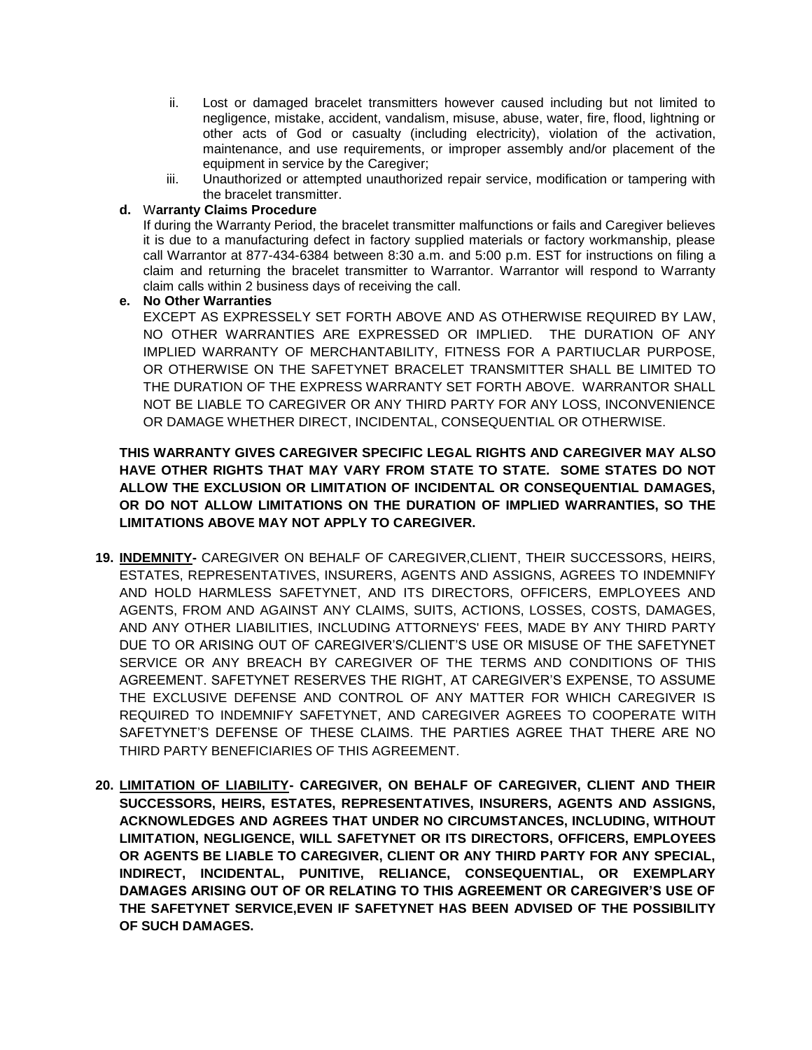ii. Lost or damaged bracelet transmitters however caused including but not limited to negligence, mistake, accident, vandalism, misuse, abuse, water, fire, flood, lightning or other acts of God or casualty (including electricity), violation of the activation, maintenance, and use requirements, or improper assembly and/or placement of the equipment in service by the Caregiver;

iii. Unauthorized or attempted unauthorized repair service, modification or tampering with the bracelet transmitter.

**d. Warranty Claims Procedure**

If during the Warranty Period, the bracelet transmitter malfunctions or fails and Caregiver believes it is due to a manufacturing defect in factory supplied materials or factory workmanship, please call Warrantor at 877-434-6384 between 8:30 a.m. and 5:00 p.m. EST for instructions on filing a claim and returning the bracelet transmitter to Warrantor. Warrantor will respond to Warranty claim calls within 2 business days of receiving the call.

**e. No Other Warranties**

EXCEPT AS EXPRESSELY SET FORTH ABOVE AND AS OTHERWISE REQUIRED BY LAW, NO OTHER WARRANTIES ARE EXPRESSED OR IMPLIED. THE DURATION OF ANY IMPLIED WARRANTY OF MERCHANTABILITY, FITNESS FOR A PARTIUCLAR PURPOSE, OR OTHERWISE ON THE SAFETYNET BRACELET TRANSMITTER SHALL BE LIMITED TO THE DURATION OF THE EXPRESS WARRANTY SET FORTH ABOVE. WARRANTOR SHALL NOT BE LIABLE TO CAREGIVER OR ANY THIRD PARTY FOR ANY LOSS, INCONVENIENCE OR DAMAGE WHETHER DIRECT, INCIDENTAL, CONSEQUENTIAL OR OTHERWISE.

**THIS WARRANTY GIVES CAREGIVER SPECIFIC LEGAL RIGHTS AND CAREGIVER MAY ALSO HAVE OTHER RIGHTS THAT MAY VARY FROM STATE TO STATE. SOME STATES DO NOT ALLOW THE EXCLUSION OR LIMITATION OF INCIDENTAL OR CONSEQUENTIAL DAMAGES, OR DO NOT ALLOW LIMITATIONS ON THE DURATION OF IMPLIED WARRANTIES, SO THE LIMITATIONS ABOVE MAY NOT APPLY TO CAREGIVER.**

19. **INDEMNITY-** CAREGIVER ON BEHALF OF CAREGIVER,CLIENT, THEIR SUCCESSORS, HEIRS, ESTATES, REPRESENTATIVES, INSURERS, AGENTS AND ASSIGNS, AGREES TO INDEMNIFY AND HOLD HARMLESS SAFETYNET, AND ITS DIRECTORS, OFFICERS, EMPLOYEES AND AGENTS, FROM AND AGAINST ANY CLAIMS, SUITS, ACTIONS, LOSSES, COSTS, DAMAGES, AND ANY OTHER LIABILITIES, INCLUDING ATTORNEYS' FEES, MADE BY ANY THIRD PARTY DUE TO OR ARISING OUT OF CAREGIVER'S/CLIENT'S USE OR MISUSE OF THE SAFETYNET SERVICE OR ANY BREACH BY CAREGIVER OF THE TERMS AND CONDITIONS OF THIS AGREEMENT. SAFETYNET RESERVES THE RIGHT, AT CAREGIVER'S EXPENSE, TO ASSUME THE EXCLUSIVE DEFENSE AND CONTROL OF ANY MATTER FOR WHICH CAREGIVER IS REQUIRED TO INDEMNIFY SAFETYNET, AND CAREGIVER AGREES TO COOPERATE WITH SAFETYNET'S DEFENSE OF THESE CLAIMS. THE PARTIES AGREE THAT THERE ARE NO THIRD PARTY BENEFICIARIES OF THIS AGREEMENT.

20. **LIMITATION OF LIABILITY- CAREGIVER, ON BEHALF OF CAREGIVER, CLIENT AND THEIR SUCCESSORS, HEIRS, ESTATES, REPRESENTATIVES, INSURERS, AGENTS AND ASSIGNS, ACKNOWLEDGES AND AGREES THAT UNDER NO CIRCUMSTANCES, INCLUDING, WITHOUT LIMITATION, NEGLIGENCE, WILL SAFETYNET OR ITS DIRECTORS, OFFICERS, EMPLOYEES OR AGENTS BE LIABLE TO CAREGIVER, CLIENT OR ANY THIRD PARTY FOR ANY SPECIAL, INDIRECT, INCIDENTAL, PUNITIVE, RELIANCE, CONSEQUENTIAL, OR EXEMPLARY DAMAGES ARISING OUT OF OR RELATING TO THIS AGREEMENT OR CAREGIVER'S USE OF THE SAFETYNET SERVICE,EVEN IF SAFETYNET HAS BEEN ADVISED OF THE POSSIBILITY OF SUCH DAMAGES.**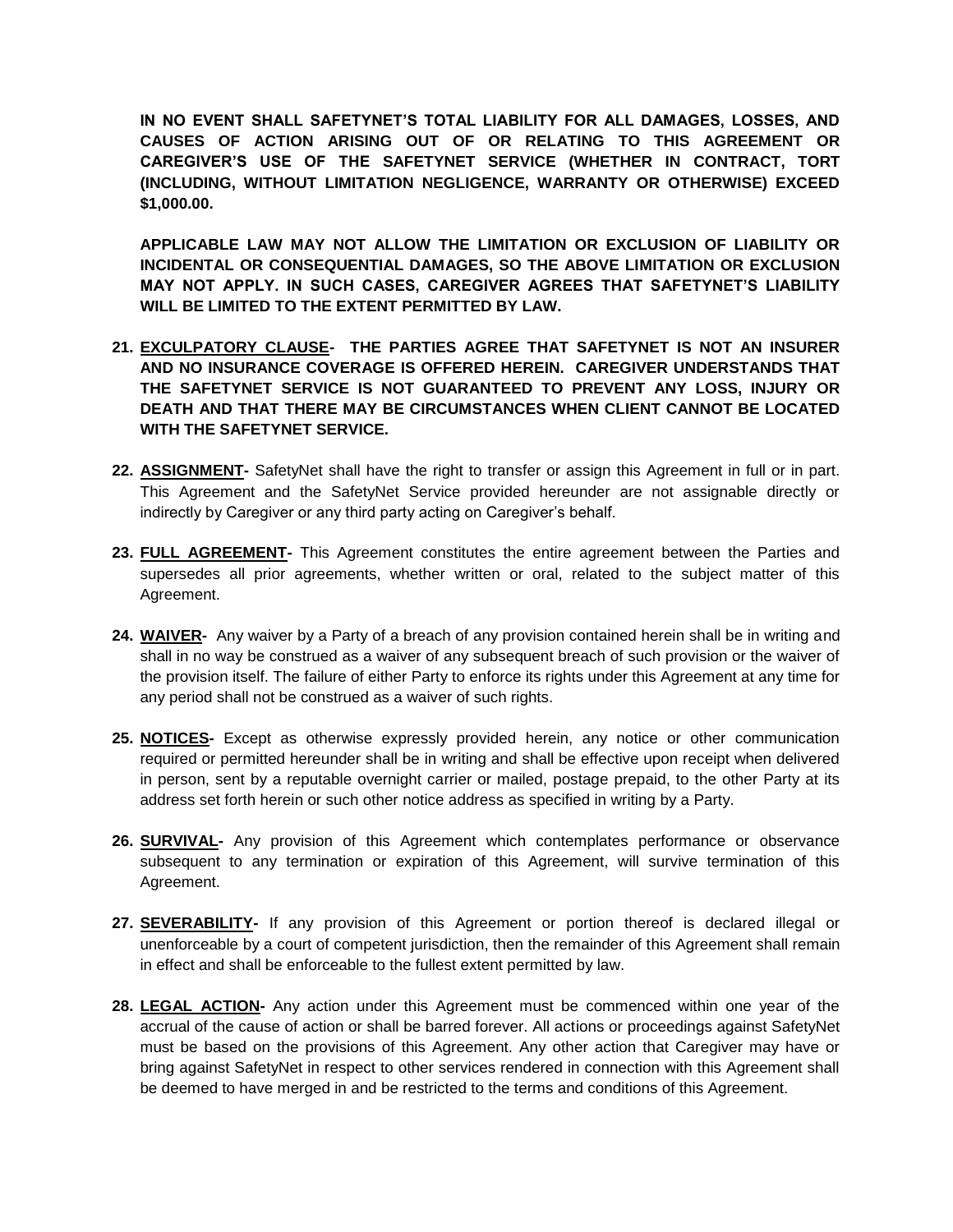**IN NO EVENT SHALL SAFETYNET'S TOTAL LIABILITY FOR ALL DAMAGES, LOSSES, AND CAUSES OF ACTION ARISING OUT OF OR RELATING TO THIS AGREEMENT OR CAREGIVER'S USE OF THE SAFETYNET SERVICE (WHETHER IN CONTRACT, TORT (INCLUDING, WITHOUT LIMITATION NEGLIGENCE, WARRANTY OR OTHERWISE) EXCEED $1,000.00.**

**APPLICABLE LAW MAY NOT ALLOW THE LIMITATION OR EXCLUSION OF LIABILITY OR INCIDENTAL OR CONSEQUENTIAL DAMAGES, SO THE ABOVE LIMITATION OR EXCLUSION MAY NOT APPLY. IN SUCH CASES, CAREGIVER AGREES THAT SAFETYNET'S LIABILITY WILL BE LIMITED TO THE EXTENT PERMITTED BY LAW.**

21. **EXCULPATORY CLAUSE- THE PARTIES AGREE THAT SAFETYNET IS NOT AN INSURER AND NO INSURANCE COVERAGE IS OFFERED HEREIN. CAREGIVER UNDERSTANDS THAT THE SAFETYNET SERVICE IS NOT GUARANTEED TO PREVENT ANY LOSS, INJURY OR DEATH AND THAT THERE MAY BE CIRCUMSTANCES WHEN CLIENT CANNOT BE LOCATED WITH THE SAFETYNET SERVICE.**

22. **ASSIGNMENT-** SafetyNet shall have the right to transfer or assign this Agreement in full or in part. This Agreement and the SafetyNet Service provided hereunder are not assignable directly or indirectly by Caregiver or any third party acting on Caregiver's behalf.

23. **FULL AGREEMENT-** This Agreement constitutes the entire agreement between the Parties and supersedes all prior agreements, whether written or oral, related to the subject matter of this Agreement.

24. **WAIVER-** Any waiver by a Party of a breach of any provision contained herein shall be in writing and shall in no way be construed as a waiver of any subsequent breach of such provision or the waiver of the provision itself. The failure of either Party to enforce its rights under this Agreement at any time for any period shall not be construed as a waiver of such rights.

25. **NOTICES-** Except as otherwise expressly provided herein, any notice or other communication required or permitted hereunder shall be in writing and shall be effective upon receipt when delivered in person, sent by a reputable overnight carrier or mailed, postage prepaid, to the other Party at its address set forth herein or such other notice address as specified in writing by a Party.

26. **SURVIVAL-** Any provision of this Agreement which contemplates performance or observance subsequent to any termination or expiration of this Agreement, will survive termination of this Agreement.

27. **SEVERABILITY-** If any provision of this Agreement or portion thereof is declared illegal or unenforceable by a court of competent jurisdiction, then the remainder of this Agreement shall remain in effect and shall be enforceable to the fullest extent permitted by law.

28. **LEGAL ACTION-** Any action under this Agreement must be commenced within one year of the accrual of the cause of action or shall be barred forever. All actions or proceedings against SafetyNet must be based on the provisions of this Agreement. Any other action that Caregiver may have or bring against SafetyNet in respect to other services rendered in connection with this Agreement shall be deemed to have merged in and be restricted to the terms and conditions of this Agreement.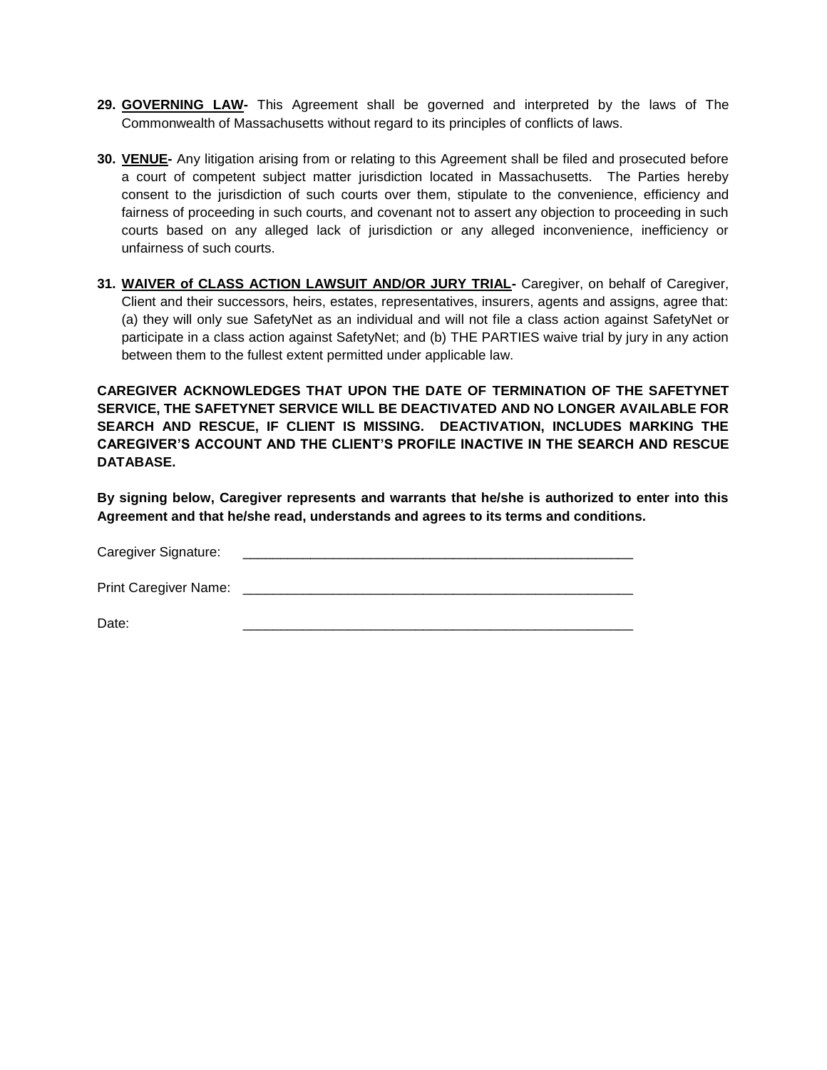29. **<u>GOVERNING LAW</u>-** This Agreement shall be governed and interpreted by the laws of The Commonwealth of Massachusetts without regard to its principles of conflicts of laws.

30. **<u>VENUE</u>-** Any litigation arising from or relating to this Agreement shall be filed and prosecuted before a court of competent subject matter jurisdiction located in Massachusetts. The Parties hereby consent to the jurisdiction of such courts over them, stipulate to the convenience, efficiency and fairness of proceeding in such courts, and covenant not to assert any objection to proceeding in such courts based on any alleged lack of jurisdiction or any alleged inconvenience, inefficiency or unfairness of such courts.

31. **<u>WAIVER of CLASS ACTION LAWSUIT AND/OR JURY TRIAL</u>-** Caregiver, on behalf of Caregiver, Client and their successors, heirs, estates, representatives, insurers, agents and assigns, agree that: (a) they will only sue SafetyNet as an individual and will not file a class action against SafetyNet or participate in a class action against SafetyNet; and (b) THE PARTIES waive trial by jury in any action between them to the fullest extent permitted under applicable law.

**CAREGIVER ACKNOWLEDGES THAT UPON THE DATE OF TERMINATION OF THE SAFETYNET SERVICE, THE SAFETYNET SERVICE WILL BE DEACTIVATED AND NO LONGER AVAILABLE FOR SEARCH AND RESCUE, IF CLIENT IS MISSING. DEACTIVATION, INCLUDES MARKING THE CAREGIVER'S ACCOUNT AND THE CLIENT'S PROFILE INACTIVE IN THE SEARCH AND RESCUE DATABASE.**

**By signing below, Caregiver represents and warrants that he/she is authorized to enter into this Agreement and that he/she read, understands and agrees to its terms and conditions.**

Caregiver Signature: _______________________________________________________

Print Caregiver Name: _______________________________________________________

Date: _______________________________________________________